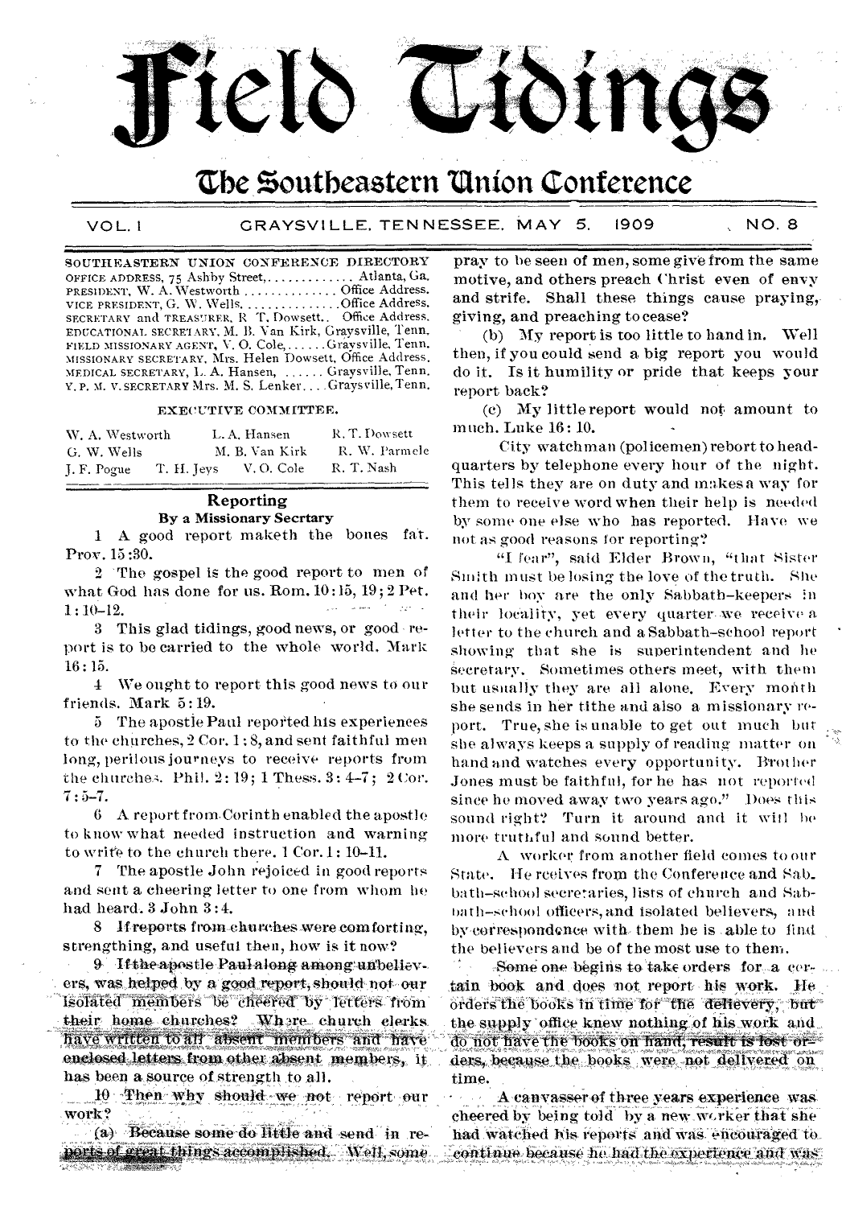# Field Tidings

## The Southeastern Union Conference

VOL. I GRAYSVILLE, TENNESSEE, MAY 5, 1909 NO. 8

SOUTHEASTERN UNION CONFERENCE DIRECTORY
OFFICE ADDRESS, 75 Ashby Street, .............. Atlanta, Ga.
PRESIDENT, W. A. Westworth .............. Office Address.
VICE PRESIDENT, G. W. Wells, .............. Office Address.
SECRETARY and TREASURER, R. T. Dowsett.. Office Address.
EDUCATIONAL SECRETARY, M. B. Van Kirk, Graysville, Tenn.
FIELD MISSIONARY AGENT, V. O. Cole, ...... Graysville, Tenn.
MISSIONARY SECRETARY, Mrs. Helen Dowsett, Office Address.
MEDICAL SECRETARY, L. A. Hansen, ...... Graysville, Tenn.
Y. P. M. V. SECRETARY Mrs. M. S. Lenker.... Graysville, Tenn.

EXECUTIVE COMMITTEE.

| | | |
|---|---|---|
| W. A. Westworth | L. A. Hansen | R. T. Dowsett |
| G. W. Wells | M. B. Van Kirk | R. W. Parmele |
| J. F. Pogue | T. H. Jeys V. O. Cole | R. T. Nash |

### Reporting

**By a Missionary Secrtary**

1 A good report maketh the bones fat. Prov. 15:30.

2 The gospel is the good report to men of what God has done for us. Rom. 10:15, 19; 2 Pet. 1:10-12.

3 This glad tidings, good news, or good report is to be carried to the whole world. Mark 16:15.

4 We ought to report this good news to our friends. Mark 5:19.

5 The apostle Paul reported his experiences to the churches, 2 Cor. 1:8, and sent faithful men long, perilous journeys to receive reports from the churches. Phil. 2:19; 1 Thess. 3:4-7; 2 Cor. 7:5-7.

6 A report from Corinth enabled the apostle to know what needed instruction and warning to write to the church there. 1 Cor. 1:10-11.

7 The apostle John rejoiced in good reports and sent a cheering letter to one from whom he had heard. 3 John 3:4.

8 If reports from churches were comforting, strengthening, and useful then, how is it now?

9 If the apostle Paul along among unbelievers, was helped by a good report, should not our isolated members be cheered by letters from their home churches? Where church clerks have written to all absent members and have enclosed letters from other absent members, it has been a source of strength to all.

10 Then why should we not report our work?

(a) Because some do little and send in reports of great things accomplished. Well, some pray to be seen of men, some give from the same motive, and others preach Christ even of envy and strife. Shall these things cause praying, giving, and preaching to cease?

(b) My report is too little to hand in. Well then, if you could send a big report you would do it. Is it humility or pride that keeps your report back?

(c) My little report would not amount to much. Luke 16:10.

City watchman (policemen) rebort to headquarters by telephone every hour of the night. This tells they are on duty and makes a way for them to receive word when their help is needed by some one else who has reported. Have we not as good reasons for reporting?

"I fear", said Elder Brown, "that Sister Smith must be losing the love of the truth. She and her boy are the only Sabbath-keepers in their locality, yet every quarter we receive a letter to the church and a Sabbath-school report showing that she is superintendent and he secretary. Sometimes others meet, with them but usually they are all alone. Every month she sends in her tithe and also a missionary report. True, she is unable to get out much but she always keeps a supply of reading matter on hand and watches every opportunity. Brother Jones must be faithful, for he has not reported since he moved away two years ago." Does this sound right? Turn it around and it will be more truthful and sound better.

A worker from another field comes to our State. He rceives from the Conference and Sabbath-school secretaries, lists of church and Sabbath-school officers, and isolated believers, and by correspondence with them he is able to find the believers and be of the most use to them.

Some one begins to take orders for a certain book and does not report his work. He orders the books in time for the delievery, but the supply office knew nothing of his work and do not have the books on hand, result is lost orders, because the books were not delivered on time.

A canvasser of three years experience was cheered by being told by a new worker that she had watched his reports and was encouraged to continue because he had the experience and was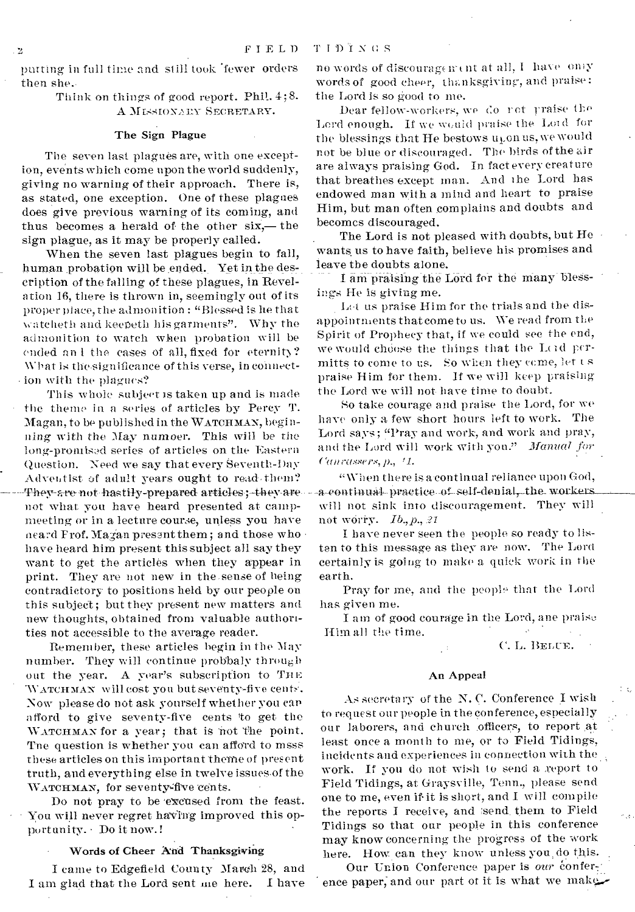putting in full time and still took fewer orders then she.

Think on things of good report. Phil. 4; 8.

A MISSIONARY SECRETARY.

### The Sign Plague

The seven last plagues are, with one exception, events which come upon the world suddenly, giving no warning of their approach. There is, as stated, one exception. One of these plagues does give previous warning of its coming, and thus becomes a herald of the other six,— the sign plague, as it may be properly called.

When the seven last plagues begin to fall, human probation will be ended. Yet in the description of the falling of these plagues, in Revelation 16, there is thrown in, seemingly out of its proper place, the admonition: "Blessed is he that watcheth and keepeth his garments". Why the admonition to watch when probation will be ended and the cases of all, fixed for eternity? What is the significance of this verse, in connection with the plagues?

This whole subject is taken up and is made the theme in a series of articles by Percy T. Magan, to be published in the WATCHMAN, beginning with the May number. This will be the long-promised series of articles on the Eastern Question. Need we say that every Seventh-Day Adventist of adult years ought to read them? They are not hastily-prepared articles; they are not what you have heard presented at camp-meeting or in a lecture course, unless you have heard Prof. Magan present them; and those who have heard him present this subject all say they want to get the articles when they appear in print. They are not new in the sense of being contradictory to positions held by our people on this subject; but they present new matters and new thoughts, obtained from valuable authorities not accessible to the average reader.

Remember, these articles begin in the May number. They will continue probbaly through out the year. A year's subscription to THE WATCHMAN will cost you but seventy-five cents. Now please do not ask yourself whether you can afford to give seventy-five cents to get the WATCHMAN for a year; that is not the point. The question is whether you can afford to msss these articles on this important theme of present truth, and everything else in twelve issues of the WATCHMAN, for seventy-five cents.

Do not pray to be excused from the feast. You will never regret having improved this opportunity. Do it now.!

### Words of Cheer And Thanksgiving

I came to Edgefield County March 28, and I am glad that the Lord sent me here. I have no words of discouragement at all, I have only words of good cheer, thanksgiving, and praise: the Lord is so good to me.

Dear fellow-workers, we do not praise the Lord enough. If we would praise the Lord for the blessings that He bestows upon us, we would not be blue or discouraged. The birds of the air are always praising God. In fact every creature that breathes except man. And the Lord has endowed man with a mind and heart to praise Him, but man often complains and doubts and becomes discouraged.

The Lord is not pleased with doubts, but He wants us to have faith, believe his promises and leave the doubts alone.

I am praising the Lord for the many blessings He is giving me.

Let us praise Him for the trials and the disappointments that come to us. We read from the Spirit of Prophecy that, if we could see the end, we would choose the things that the Lord permitts to come to us. So when they come, let us praise Him for them. If we will keep praising the Lord we will not have time to doubt.

So take courage and praise the Lord, for we have only a few short hours left to work. The Lord says; "Pray and work, and work and pray, and the Lord will work with you." *Manual for Canvassers, p., 41.*

"When there is a continual reliance upon God, a continual practice of self-denial, the workers will not sink into discouragement. They will not worry. *Ib., p., 21*

I have never seen the people so ready to listen to this message as they are now. The Lord certainly is going to make a quick work in the earth.

Pray for me, and the people that the Lord has given me.

I am of good courage in the Lord, ane praise Him all the time.

C. L. BELUE.

### An Appeal

As secretary of the N. C. Conference I wish to request our people in the conference, especially our laborers, and church officers, to report at least once a month to me, or to Field Tidings, incidents and experiences in connection with the work. If you do not wish to send a report to Field Tidings, at Graysville, Tenn., please send one to me, even if it is short, and I will compile the reports I receive, and send them to Field Tidings so that our people in this conference may know concerning the progress of the work here. How can they know unless you do this.

Our Union Conference paper is *our* conference paper, and our part of it is what we make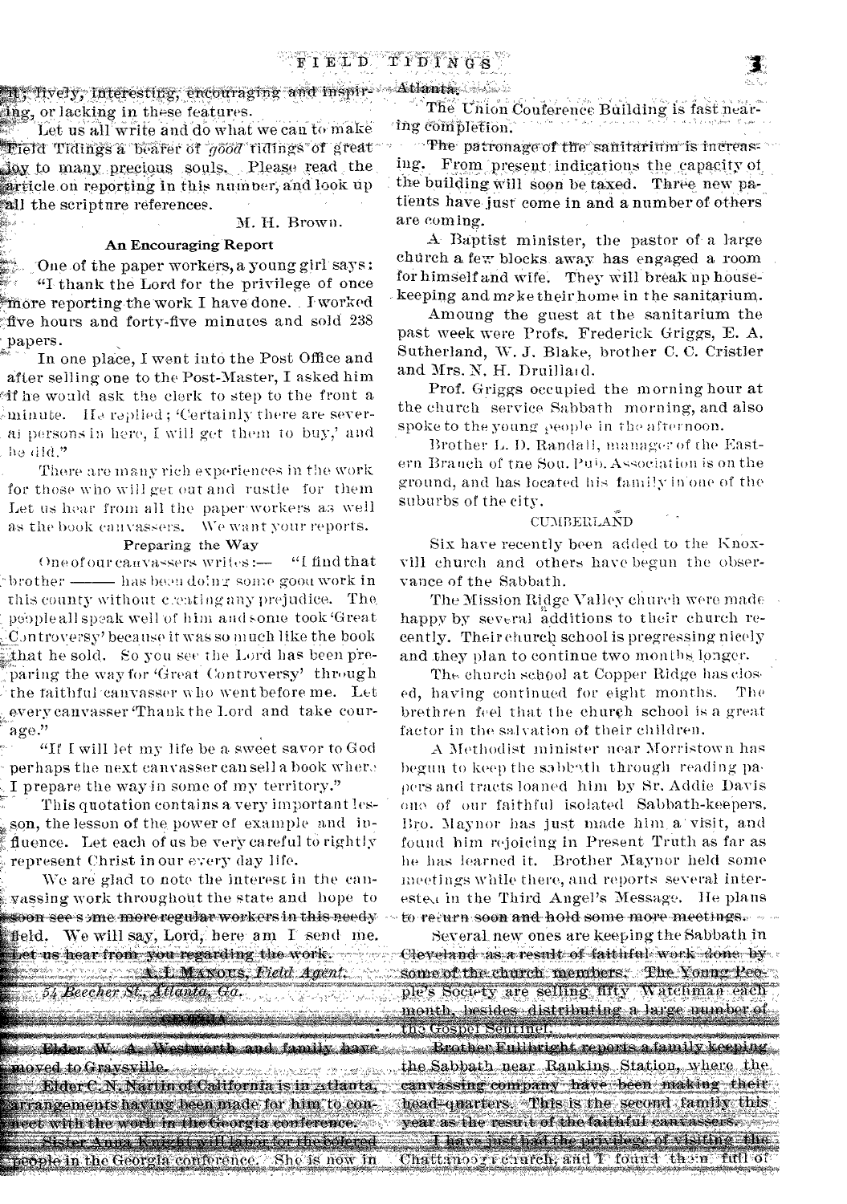it, lively, interesting, encouraging and inspiring, or lacking in these features.

Let us all write and do what we can to make Field Tidings a bearer of *good* tidings of great joy to many precious souls. Please read the article on reporting in this number, and look up all the scripture references.

M. H. Brown.

### An Encouraging Report

One of the paper workers, a young girl says: "I thank the Lord for the privilege of once more reporting the work I have done. I worked five hours and forty-five minutes and sold 238 papers.

In one place, I went into the Post Office and after selling one to the Post-Master, I asked him if he would ask the clerk to step to the front a minute. He replied; 'Certainly there are several persons in here, I will get them to buy,' and he did."

There are many rich experiences in the work for those who will get out and rustle for them Let us hear from all the paper workers as well as the book canvassers. We want your reports.

### Preparing the Way

One of our canvassers writes:— "I find that brother ——— has been doing some good work in this county without creating any prejudice. The people all speak well of him and some took 'Great Controversy' because it was so much like the book that he sold. So you see the Lord has been preparing the way for 'Great Controversy' through the faithful canvasser who went before me. Let every canvasser 'Thank the Lord and take courage."

"If I will let my life be a sweet savor to God perhaps the next canvasser can sell a book where I prepare the way in some of my territory."

This quotation contains a very important lesson, the lesson of the power of example and influence. Let each of us be very careful to rightly represent Christ in our every day life.

We are glad to note the interest in the canvassing work throughout the state and hope to soon see some more regular workers in this needy field. We will say, Lord, here am I send me. Let us hear from you regarding the work.

A. L. Manous, *Field Agent.*
*54 Beecher St., Atlanta, Ga.*

### GEORGIA

Elder W. A. Westworth and family have moved to Graysville.

Elder C. N. Martin of California is in Atlanta, arrangements having been made for him to connect with the work in the Georgia conference.

Sister Anna Knight will labor for the colored people in the Georgia conference. She is now in Atlanta.

The Union Conference Building is fast nearing completion.

The patronage of the sanitarium is increasing. From present indications the capacity of the building will soon be taxed. Three new patients have just come in and a number of others are coming.

A Baptist minister, the pastor of a large church a few blocks away has engaged a room for himself and wife. They will break up housekeeping and make their home in the sanitarium.

Amoung the guest at the sanitarium the past week were Profs. Frederick Griggs, E. A. Sutherland, W. J. Blake, brother C. C. Cristler and Mrs. N. H. Druillard.

Prof. Griggs occupied the morning hour at the church service Sabbath morning, and also spoke to the young people in the afternoon.

Brother L. D. Randall, manager of the Eastern Branch of the Sou. Pub. Association is on the ground, and has located his family in one of the suburbs of the city.

### CUMBERLAND

Six have recently been added to the Knoxvill church and others have begun the observance of the Sabbath.

The Mission Ridge Valley church were made happy by several additions to their church recently. Their church school is pregressing nicely and they plan to continue two months longer.

The church school at Copper Ridge has closed, having continued for eight months. The brethren feel that the church school is a great factor in the salvation of their children.

A Methodist minister near Morristown has begun to keep the sabbath through reading papers and tracts loaned him by Sr. Addie Davis one of our faithful isolated Sabbath-keepers. Bro. Maynor has just made him a visit, and found him rejoicing in Present Truth as far as he has learned it. Brother Maynor held some meetings while there, and reports several interested in the Third Angel's Message. He plans to return soon and hold some more meetings.

Several new ones are keeping the Sabbath in Cleveland as a result of faithful work done by some of the church members. The Young People's Society are selling fifty Watchman each month, besides distributing a large number of the Gospel Sentinel.

Brother Fullbright reports a family keeping the Sabbath near Rankins Station, where the canvassing company have been making their head-quarters. This is the second family this year as the result of the faithful canvassers.

I have just had the privilege of visiting the Chattanooga church, and I found them full of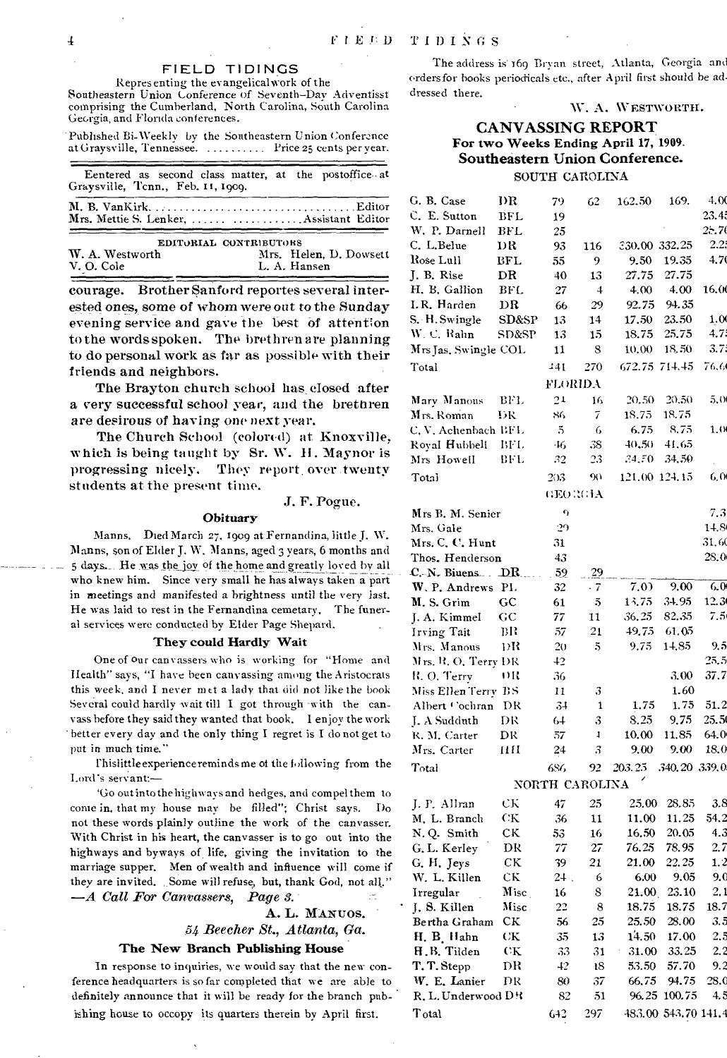## FIELD TIDINGS

Representing the evangelical work of the Southeastern Union Conference of Seventh-Day Adventisst comprising the Cumberland, North Carolina, South Carolina Georgia, and Florida conferences.

Published Bi-Weekly by the Southeastern Union Conference at Graysville, Tennessee. .......... Price 25 cents per year.

Eentered as second class matter, at the postoffice at Graysville, Tenn., Feb. 11, 1909.

M. B. VanKirk. .................................. Editor
Mrs. Mettie S. Lenker, .................. Assistant Editor

EDITORIAL CONTRIBUTORS

W. A. Westworth — Mrs. Helen, D. Dowsett
V. O. Cole — L. A. Hansen

courage. Brother Sanford reportes several interested ones, some of whom were out to the Sunday evening service and gave the best of attention to the words spoken. The brethren are planning to do personal work as far as possible with their friends and neighbors.

The Brayton church school has closed after a very successful school year, and the brethren are desirous of having one next year.

The Church School (colored) at Knoxville, which is being taught by Sr. W. H. Maynor is progressing nicely. They report over twenty students at the present time.

J. F. Pogue.

### Obituary

Manns. Died March 27, 1909 at Fernandina, little J. W. Manns, son of Elder J. W. Manns, aged 3 years, 6 months and 5 days. He was the joy of the home and greatly loved by all who knew him. Since very small he has always taken a part in meetings and manifested a brightness until the very last. He was laid to rest in the Fernandina cemetary. The funeral services were conducted by Elder Page Shepard.

### They could Hardly Wait

One of our canvassers who is working for "Home and Health" says, "I have been canvassing among the Aristocrats this week, and I never met a lady that did not like the book Several could hardly wait till I got through with the canvass before they said they wanted that book. I enjoy the work better every day and the only thing I regret is I do not get to put in much time."

This little experience reminds me of the following from the Lord's servant:—

'Go out into the highways and hedges, and compel them to come in, that my house may be filled"; Christ says. Do not these words plainly outline the work of the canvasser. With Christ in his heart, the canvasser is to go out into the highways and byways of life, giving the invitation to the marriage supper. Men of wealth and influence will come if they are invited. Some will refuse, but, thank God, not all." —*A Call For Canvassers, Page 3.*

A. L. Manuos.
*54 Beecher St., Atlanta, Ga.*

### The New Branch Publishing House

In response to inquiries, we would say that the new conference headquarters is so far completed that we are able to definitely announce that it will be ready for the branch publishing house to occopy its quarters therein by April first.

The address is 169 Bryan street, Atlanta, Georgia and orders for books periodicals etc., after April first should be addressed there.

W. A. Westworth.

## CANVASSING REPORT
### For two Weeks Ending April 17, 1909.
### Southeastern Union Conference.

SOUTH CAROLINA

| | | | | | | |
|---|---|---|---|---|---|---|
| G. B. Case | DR | 79 | 62 | 162.50 | 169. | 4.00 |
| C. E. Sutton | BFL | 19 | | | | 23.45 |
| W. P. Darnell | BFL | 25 | | | | 25.70 |
| C. L. Belue | DR | 93 | 116 | 330.00 | 332.25 | 2.25 |
| Rose Lull | BFL | 55 | 9 | 9.50 | 19.35 | 4.70 |
| J. B. Rise | DR | 40 | 13 | 27.75 | 27.75 | |
| H. B. Gallion | BFL | 27 | 4 | 4.00 | 4.00 | 16.00 |
| I. R. Harden | DR | 66 | 29 | 92.75 | 94.35 | |
| S. H. Swingle | SD&SP | 13 | 14 | 17.50 | 23.50 | 1.00 |
| W. C. Rahn | SD&SP | 13 | 15 | 18.75 | 25.75 | 4.75 |
| Mrs Jas. Swingle | COL | 11 | 8 | 10.00 | 18.50 | 3.75 |
| Total | | 441 | 270 | 672.75 | 714.45 | 76.60 |

FLORIDA

| | | | | | | |
|---|---|---|---|---|---|---|
| Mary Manous | BFL | 24 | 16 | 20.50 | 20.50 | 5.00 |
| Mrs. Roman | DR | 86 | 7 | 18.75 | 18.75 | |
| C. V. Achenbach | BFL | 5 | 6 | 6.75 | 8.75 | 1.00 |
| Royal Hubbell | BFL | 46 | 38 | 40.50 | 41.65 | |
| Mrs Howell | BFL | 32 | 23 | 34.50 | 34.50 | |
| Total | | 203 | 90 | 121.00 | 124.15 | 6.00 |

GEORGIA

| | | | | | | |
|---|---|---|---|---|---|---|
| Mrs B. M. Senier | | 9 | | | | 7.3 |
| Mrs. Gale | | 29 | | | | 14.80 |
| Mrs. C. C. Hunt | | 31 | | | | 31.60 |
| Thos. Henderson | | 43 | | | | 28.00 |
| C. N. Biuens | DR | 59 | 29 | | | |
| W. P. Andrews | PL | 32 | 7 | 7.00 | 9.00 | 6.00 |
| M. S. Grim | GC | 61 | 5 | 13.75 | 34.95 | 12.30 |
| J. A. Kimmel | GC | 77 | 11 | 36.25 | 82.35 | 7.50 |
| Irving Tait | BR | 57 | 21 | 49.75 | 61.05 | |
| Mrs. Manous | DR | 20 | 5 | 9.75 | 14.85 | 9.5 |
| Mrs. R. O. Terry | DR | 42 | | | | 25.5 |
| R. O. Terry | DR | 36 | | | 3.00 | 37.7 |
| Miss Ellen Terry | BS | 11 | 3 | | 1.60 | |
| Albert Cochran | DR | 34 | 1 | 1.75 | 1.75 | 51.2 |
| J. A. Sudduth | DR | 64 | 3 | 8.25 | 9.75 | 25.50 |
| R. M. Carter | DR | 57 | 4 | 10.00 | 11.85 | 64.00 |
| Mrs. Carter | HH | 24 | 3 | 9.00 | 9.00 | 18.0 |
| Total | | 686 | 92 | 203.25 | 340.20 | 339.0 |

NORTH CAROLINA

| | | | | | | |
|---|---|---|---|---|---|---|
| J. P. Allran | CK | 47 | 25 | 25.00 | 28.85 | 3.8 |
| M. L. Branch | CK | 36 | 11 | 11.00 | 11.25 | 54.2 |
| N. Q. Smith | CK | 53 | 16 | 16.50 | 20.05 | 4.3 |
| G. L. Kerley | DR | 77 | 27 | 76.25 | 78.95 | 2.7 |
| G. H. Jeys | CK | 39 | 21 | 21.00 | 22.25 | 1.2 |
| W. L. Killen | CK | 24 | 6 | 6.00 | 9.05 | 9.0 |
| Irregular | Misc | 16 | 8 | 21.00 | 23.10 | 2.1 |
| J. S. Killen | Misc | 22 | 8 | 18.75 | 18.75 | 18.7 |
| Bertha Graham | CK | 56 | 25 | 25.50 | 28.00 | 3.5 |
| H. B. Hahn | CK | 35 | 13 | 14.50 | 17.00 | 2.5 |
| H. B. Tilden | CK | 33 | 31 | 31.00 | 33.25 | 2.2 |
| T. T. Stepp | DR | 42 | 18 | 53.50 | 57.70 | 9.2 |
| W. E. Lanier | DR | 80 | 37 | 66.75 | 94.75 | 28.0 |
| R. L. Underwood | DR | 82 | 51 | 96.25 | 100.75 | 4.5 |
| Total | | 642 | 297 | 483.00 | 543.70 | 141.4 |